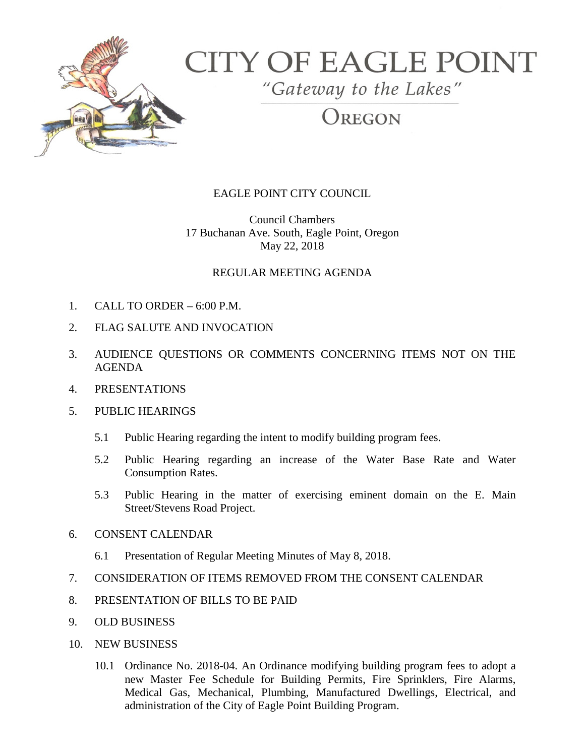# CITY OF EAGLE POINT

*"Gateway to the Lakes"*

OREGON

EAGLE POINT CITY COUNCIL

Council Chambers
17 Buchanan Ave. South, Eagle Point, Oregon
May 22, 2018

REGULAR MEETING AGENDA

1. CALL TO ORDER – 6:00 P.M.
2. FLAG SALUTE AND INVOCATION
3. AUDIENCE QUESTIONS OR COMMENTS CONCERNING ITEMS NOT ON THE AGENDA
4. PRESENTATIONS
5. PUBLIC HEARINGS
   - 5.1 Public Hearing regarding the intent to modify building program fees.
   - 5.2 Public Hearing regarding an increase of the Water Base Rate and Water Consumption Rates.
   - 5.3 Public Hearing in the matter of exercising eminent domain on the E. Main Street/Stevens Road Project.
6. CONSENT CALENDAR
   - 6.1 Presentation of Regular Meeting Minutes of May 8, 2018.
7. CONSIDERATION OF ITEMS REMOVED FROM THE CONSENT CALENDAR
8. PRESENTATION OF BILLS TO BE PAID
9. OLD BUSINESS
10. NEW BUSINESS
    - 10.1 Ordinance No. 2018-04. An Ordinance modifying building program fees to adopt a new Master Fee Schedule for Building Permits, Fire Sprinklers, Fire Alarms, Medical Gas, Mechanical, Plumbing, Manufactured Dwellings, Electrical, and administration of the City of Eagle Point Building Program.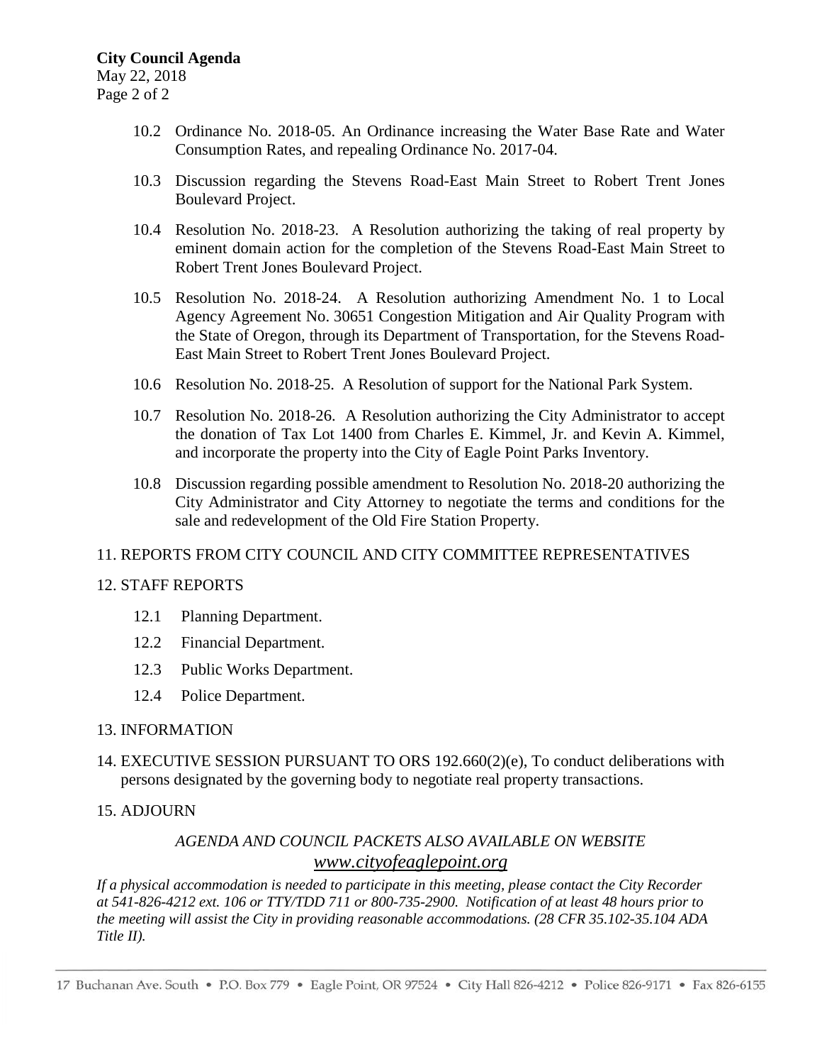10.2 Ordinance No. 2018-05. An Ordinance increasing the Water Base Rate and Water Consumption Rates, and repealing Ordinance No. 2017-04.

10.3 Discussion regarding the Stevens Road-East Main Street to Robert Trent Jones Boulevard Project.

10.4 Resolution No. 2018-23. A Resolution authorizing the taking of real property by eminent domain action for the completion of the Stevens Road-East Main Street to Robert Trent Jones Boulevard Project.

10.5 Resolution No. 2018-24. A Resolution authorizing Amendment No. 1 to Local Agency Agreement No. 30651 Congestion Mitigation and Air Quality Program with the State of Oregon, through its Department of Transportation, for the Stevens Road-East Main Street to Robert Trent Jones Boulevard Project.

10.6 Resolution No. 2018-25. A Resolution of support for the National Park System.

10.7 Resolution No. 2018-26. A Resolution authorizing the City Administrator to accept the donation of Tax Lot 1400 from Charles E. Kimmel, Jr. and Kevin A. Kimmel, and incorporate the property into the City of Eagle Point Parks Inventory.

10.8 Discussion regarding possible amendment to Resolution No. 2018-20 authorizing the City Administrator and City Attorney to negotiate the terms and conditions for the sale and redevelopment of the Old Fire Station Property.

11. REPORTS FROM CITY COUNCIL AND CITY COMMITTEE REPRESENTATIVES

12. STAFF REPORTS

12.1 Planning Department.

12.2 Financial Department.

12.3 Public Works Department.

12.4 Police Department.

13. INFORMATION

14. EXECUTIVE SESSION PURSUANT TO ORS 192.660(2)(e), To conduct deliberations with persons designated by the governing body to negotiate real property transactions.

15. ADJOURN

*AGENDA AND COUNCIL PACKETS ALSO AVAILABLE ON WEBSITE*
*www.cityofeaglepoint.org*

*If a physical accommodation is needed to participate in this meeting, please contact the City Recorder at 541-826-4212 ext. 106 or TTY/TDD 711 or 800-735-2900. Notification of at least 48 hours prior to the meeting will assist the City in providing reasonable accommodations. (28 CFR 35.102-35.104 ADA Title II).*

17 Buchanan Ave. South • P.O. Box 779 • Eagle Point, OR 97524 • City Hall 826-4212 • Police 826-9171 • Fax 826-6155